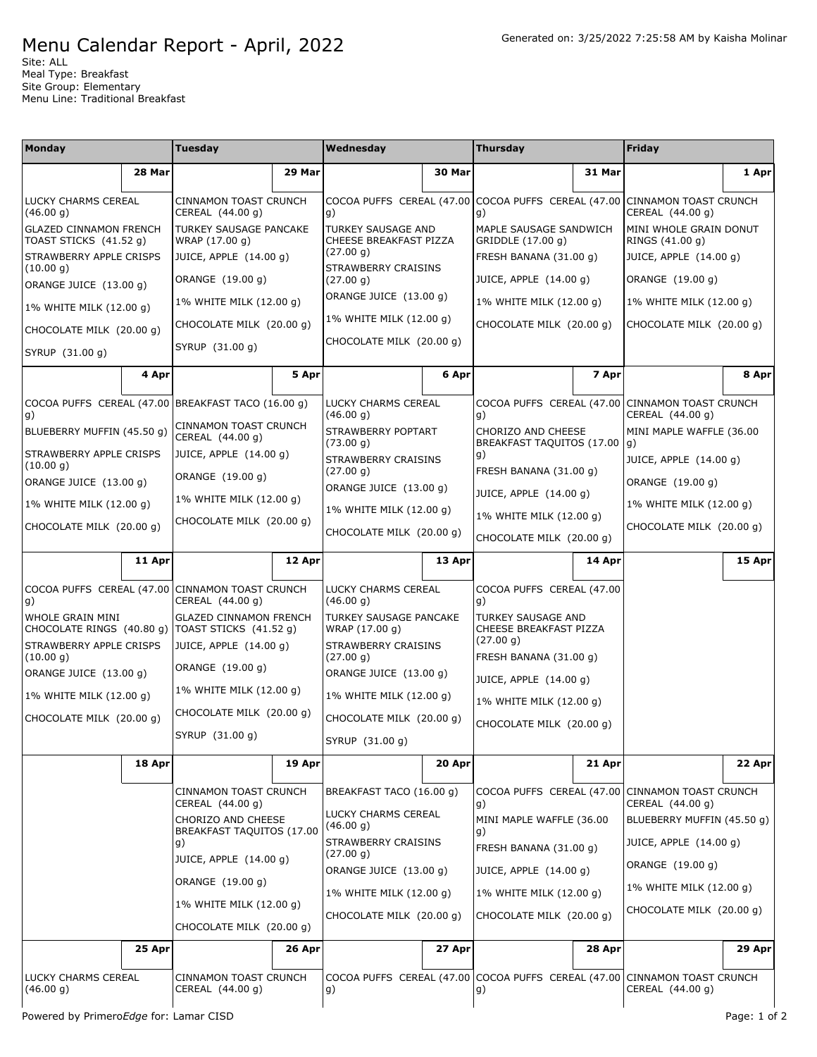# Menu Calendar Report - April, 2022

Generated on: 3/25/2022 7:25:58 AM by Kaisha Molinar

Site: ALL
Meal Type: Breakfast
Site Group: Elementary
Menu Line: Traditional Breakfast

| Monday | Tuesday | Wednesday | Thursday | Friday |
|---|---|---|---|---|
| **28 Mar** | **29 Mar** | **30 Mar** | **31 Mar** | **1 Apr** |
| LUCKY CHARMS CEREAL (46.00 g)<br>GLAZED CINNAMON FRENCH TOAST STICKS (41.52 g)<br>STRAWBERRY APPLE CRISPS (10.00 g)<br>ORANGE JUICE (13.00 g)<br>1% WHITE MILK (12.00 g)<br>CHOCOLATE MILK (20.00 g)<br>SYRUP (31.00 g) | CINNAMON TOAST CRUNCH CEREAL (44.00 g)<br>TURKEY SAUSAGE PANCAKE WRAP (17.00 g)<br>JUICE, APPLE (14.00 g)<br>ORANGE (19.00 g)<br>1% WHITE MILK (12.00 g)<br>CHOCOLATE MILK (20.00 g)<br>SYRUP (31.00 g) | COCOA PUFFS CEREAL (47.00 g)<br>TURKEY SAUSAGE AND CHEESE BREAKFAST PIZZA (27.00 g)<br>STRAWBERRY CRAISINS (27.00 g)<br>ORANGE JUICE (13.00 g)<br>1% WHITE MILK (12.00 g)<br>CHOCOLATE MILK (20.00 g) | COCOA PUFFS CEREAL (47.00 g)<br>MAPLE SAUSAGE SANDWICH GRIDDLE (17.00 g)<br>FRESH BANANA (31.00 g)<br>JUICE, APPLE (14.00 g)<br>1% WHITE MILK (12.00 g)<br>CHOCOLATE MILK (20.00 g) | CINNAMON TOAST CRUNCH CEREAL (44.00 g)<br>MINI WHOLE GRAIN DONUT RINGS (41.00 g)<br>JUICE, APPLE (14.00 g)<br>ORANGE (19.00 g)<br>1% WHITE MILK (12.00 g)<br>CHOCOLATE MILK (20.00 g) |
| **4 Apr** | **5 Apr** | **6 Apr** | **7 Apr** | **8 Apr** |
| COCOA PUFFS CEREAL (47.00 g)<br>BLUEBERRY MUFFIN (45.50 g)<br>STRAWBERRY APPLE CRISPS (10.00 g)<br>ORANGE JUICE (13.00 g)<br>1% WHITE MILK (12.00 g)<br>CHOCOLATE MILK (20.00 g) | BREAKFAST TACO (16.00 g)<br>CINNAMON TOAST CRUNCH CEREAL (44.00 g)<br>JUICE, APPLE (14.00 g)<br>ORANGE (19.00 g)<br>1% WHITE MILK (12.00 g)<br>CHOCOLATE MILK (20.00 g) | LUCKY CHARMS CEREAL (46.00 g)<br>STRAWBERRY POPTART (73.00 g)<br>STRAWBERRY CRAISINS (27.00 g)<br>ORANGE JUICE (13.00 g)<br>1% WHITE MILK (12.00 g)<br>CHOCOLATE MILK (20.00 g) | COCOA PUFFS CEREAL (47.00 g)<br>CHORIZO AND CHEESE BREAKFAST TAQUITOS (17.00 g)<br>FRESH BANANA (31.00 g)<br>JUICE, APPLE (14.00 g)<br>1% WHITE MILK (12.00 g)<br>CHOCOLATE MILK (20.00 g) | CINNAMON TOAST CRUNCH CEREAL (44.00 g)<br>MINI MAPLE WAFFLE (36.00 g)<br>JUICE, APPLE (14.00 g)<br>ORANGE (19.00 g)<br>1% WHITE MILK (12.00 g)<br>CHOCOLATE MILK (20.00 g) |
| **11 Apr** | **12 Apr** | **13 Apr** | **14 Apr** | **15 Apr** |
| COCOA PUFFS CEREAL (47.00 g)<br>WHOLE GRAIN MINI CHOCOLATE RINGS (40.80 g)<br>STRAWBERRY APPLE CRISPS (10.00 g)<br>ORANGE JUICE (13.00 g)<br>1% WHITE MILK (12.00 g)<br>CHOCOLATE MILK (20.00 g) | CINNAMON TOAST CRUNCH CEREAL (44.00 g)<br>GLAZED CINNAMON FRENCH TOAST STICKS (41.52 g)<br>JUICE, APPLE (14.00 g)<br>ORANGE (19.00 g)<br>1% WHITE MILK (12.00 g)<br>CHOCOLATE MILK (20.00 g)<br>SYRUP (31.00 g) | LUCKY CHARMS CEREAL (46.00 g)<br>TURKEY SAUSAGE PANCAKE WRAP (17.00 g)<br>STRAWBERRY CRAISINS (27.00 g)<br>ORANGE JUICE (13.00 g)<br>1% WHITE MILK (12.00 g)<br>CHOCOLATE MILK (20.00 g)<br>SYRUP (31.00 g) | COCOA PUFFS CEREAL (47.00 g)<br>TURKEY SAUSAGE AND CHEESE BREAKFAST PIZZA (27.00 g)<br>FRESH BANANA (31.00 g)<br>JUICE, APPLE (14.00 g)<br>1% WHITE MILK (12.00 g)<br>CHOCOLATE MILK (20.00 g) | |
| **18 Apr** | **19 Apr** | **20 Apr** | **21 Apr** | **22 Apr** |
| | CINNAMON TOAST CRUNCH CEREAL (44.00 g)<br>CHORIZO AND CHEESE BREAKFAST TAQUITOS (17.00 g)<br>JUICE, APPLE (14.00 g)<br>ORANGE (19.00 g)<br>1% WHITE MILK (12.00 g)<br>CHOCOLATE MILK (20.00 g) | BREAKFAST TACO (16.00 g)<br>LUCKY CHARMS CEREAL (46.00 g)<br>STRAWBERRY CRAISINS (27.00 g)<br>ORANGE JUICE (13.00 g)<br>1% WHITE MILK (12.00 g)<br>CHOCOLATE MILK (20.00 g) | COCOA PUFFS CEREAL (47.00 g)<br>MINI MAPLE WAFFLE (36.00 g)<br>FRESH BANANA (31.00 g)<br>JUICE, APPLE (14.00 g)<br>1% WHITE MILK (12.00 g)<br>CHOCOLATE MILK (20.00 g) | CINNAMON TOAST CRUNCH CEREAL (44.00 g)<br>BLUEBERRY MUFFIN (45.50 g)<br>JUICE, APPLE (14.00 g)<br>ORANGE (19.00 g)<br>1% WHITE MILK (12.00 g)<br>CHOCOLATE MILK (20.00 g) |
| **25 Apr** | **26 Apr** | **27 Apr** | **28 Apr** | **29 Apr** |
| LUCKY CHARMS CEREAL (46.00 g) | CINNAMON TOAST CRUNCH CEREAL (44.00 g) | COCOA PUFFS CEREAL (47.00 g) | COCOA PUFFS CEREAL (47.00 g) | CINNAMON TOAST CRUNCH CEREAL (44.00 g) |

Powered by PrimeroEdge for: Lamar CISD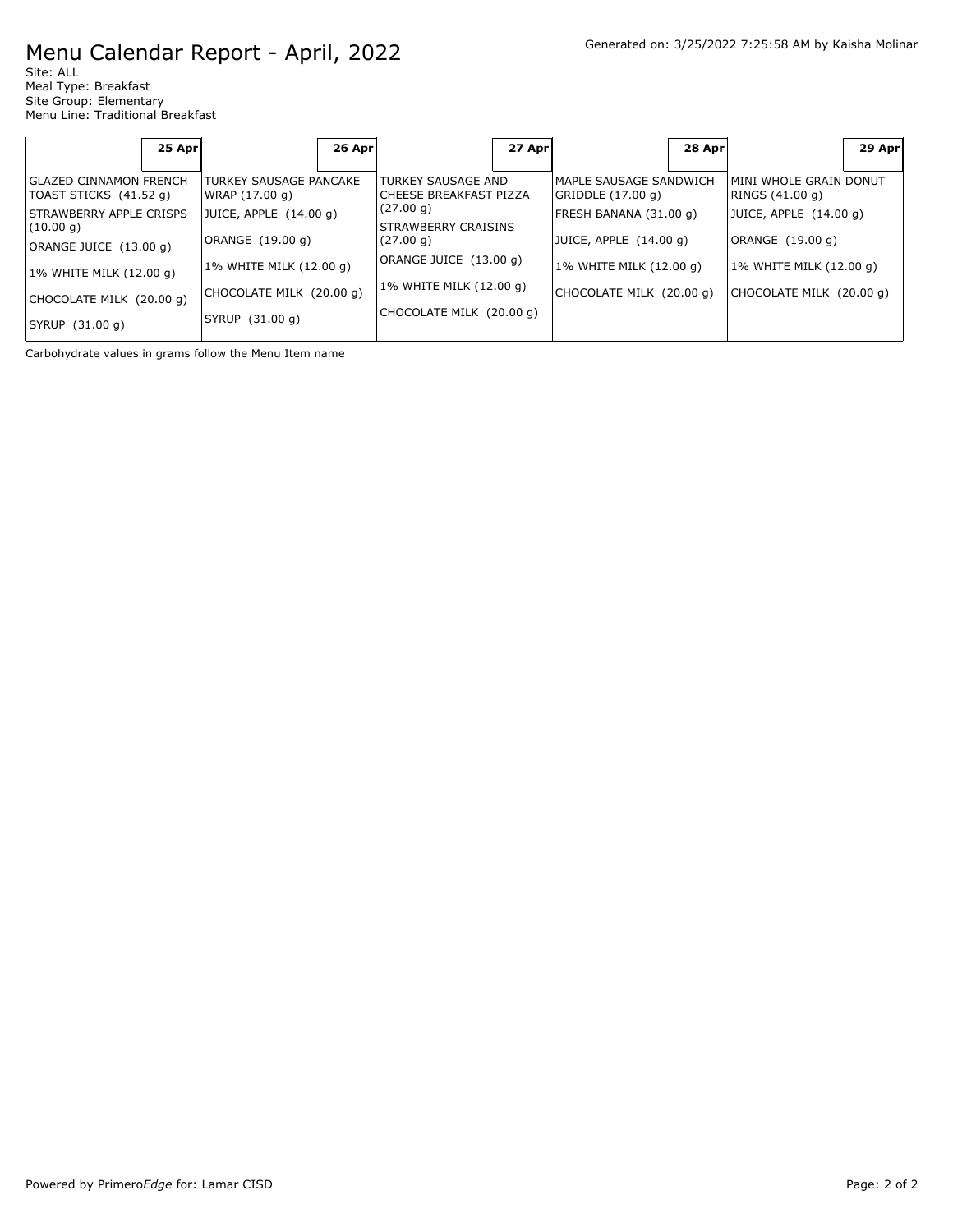# Menu Calendar Report - April, 2022

Generated on: 3/25/2022 7:25:58 AM by Kaisha Molinar

Site: ALL
Meal Type: Breakfast
Site Group: Elementary
Menu Line: Traditional Breakfast

| 25 Apr | 26 Apr | 27 Apr | 28 Apr | 29 Apr |
|---|---|---|---|---|
| GLAZED CINNAMON FRENCH TOAST STICKS (41.52 g) | TURKEY SAUSAGE PANCAKE WRAP (17.00 g) | TURKEY SAUSAGE AND CHEESE BREAKFAST PIZZA (27.00 g) | MAPLE SAUSAGE SANDWICH GRIDDLE (17.00 g) | MINI WHOLE GRAIN DONUT RINGS (41.00 g) |
| STRAWBERRY APPLE CRISPS (10.00 g) | JUICE, APPLE (14.00 g) | STRAWBERRY CRAISINS (27.00 g) | FRESH BANANA (31.00 g) | JUICE, APPLE (14.00 g) |
| ORANGE JUICE (13.00 g) | ORANGE (19.00 g) | ORANGE JUICE (13.00 g) | JUICE, APPLE (14.00 g) | ORANGE (19.00 g) |
| 1% WHITE MILK (12.00 g) | 1% WHITE MILK (12.00 g) | 1% WHITE MILK (12.00 g) | 1% WHITE MILK (12.00 g) | 1% WHITE MILK (12.00 g) |
| CHOCOLATE MILK (20.00 g) | CHOCOLATE MILK (20.00 g) | CHOCOLATE MILK (20.00 g) | CHOCOLATE MILK (20.00 g) | CHOCOLATE MILK (20.00 g) |
| SYRUP (31.00 g) | SYRUP (31.00 g) | | | |

Carbohydrate values in grams follow the Menu Item name

Powered by Primero*Edge* for: Lamar CISD